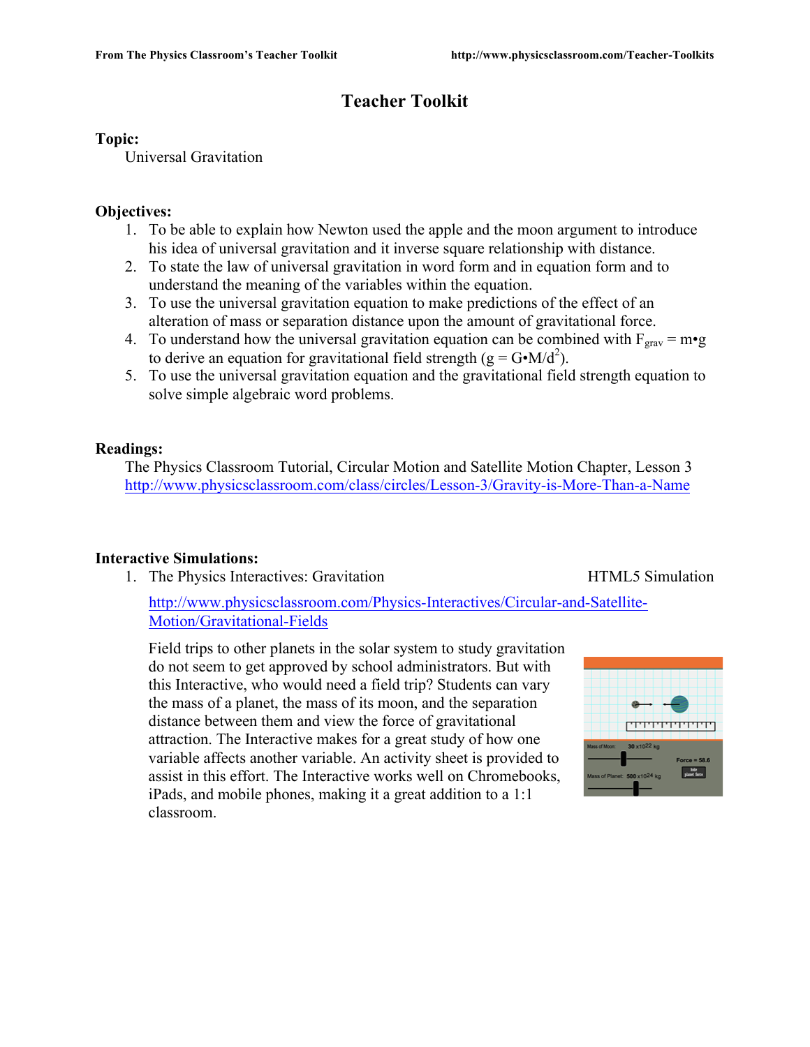# Teacher Toolkit

**Topic:**

Universal Gravitation

**Objectives:**

1. To be able to explain how Newton used the apple and the moon argument to introduce his idea of universal gravitation and it inverse square relationship with distance.
2. To state the law of universal gravitation in word form and in equation form and to understand the meaning of the variables within the equation.
3. To use the universal gravitation equation to make predictions of the effect of an alteration of mass or separation distance upon the amount of gravitational force.
4. To understand how the universal gravitation equation can be combined with $F_{grav} = m \cdot g$ to derive an equation for gravitational field strength ($g = G \cdot M/d^2$).
5. To use the universal gravitation equation and the gravitational field strength equation to solve simple algebraic word problems.

**Readings:**

The Physics Classroom Tutorial, Circular Motion and Satellite Motion Chapter, Lesson 3
http://www.physicsclassroom.com/class/circles/Lesson-3/Gravity-is-More-Than-a-Name

**Interactive Simulations:**

1. The Physics Interactives: Gravitation — HTML5 Simulation

   http://www.physicsclassroom.com/Physics-Interactives/Circular-and-Satellite-Motion/Gravitational-Fields

   Field trips to other planets in the solar system to study gravitation do not seem to get approved by school administrators. But with this Interactive, who would need a field trip? Students can vary the mass of a planet, the mass of its moon, and the separation distance between them and view the force of gravitational attraction. The Interactive makes for a great study of how one variable affects another variable. An activity sheet is provided to assist in this effort. The Interactive works well on Chromebooks, iPads, and mobile phones, making it a great addition to a 1:1 classroom.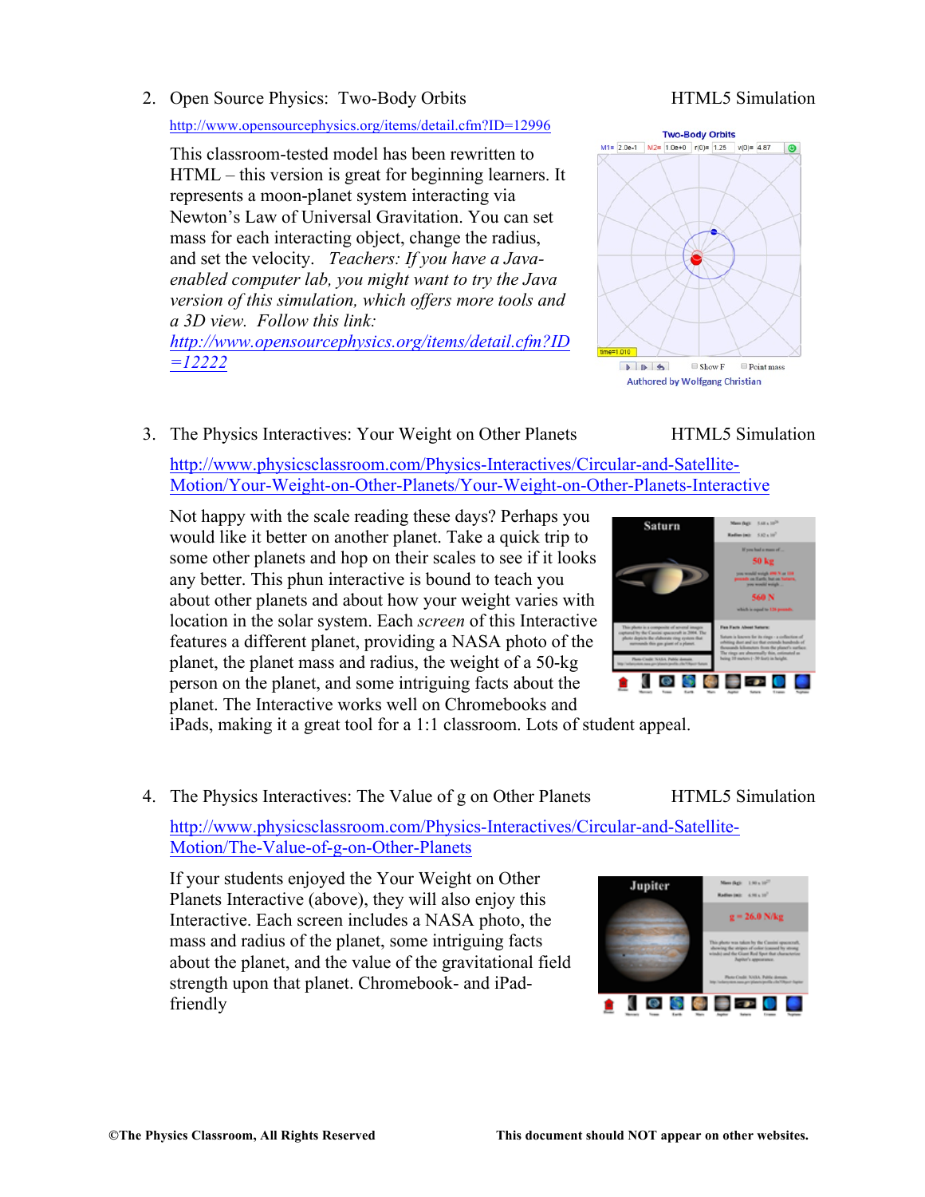2. Open Source Physics: Two-Body Orbits HTML5 Simulation

   http://www.opensourcephysics.org/items/detail.cfm?ID=12996

   This classroom-tested model has been rewritten to HTML – this version is great for beginning learners. It represents a moon-planet system interacting via Newton's Law of Universal Gravitation. You can set mass for each interacting object, change the radius, and set the velocity. *Teachers: If you have a Java-enabled computer lab, you might want to try the Java version of this simulation, which offers more tools and a 3D view. Follow this link: http://www.opensourcephysics.org/items/detail.cfm?ID=12222*

3. The Physics Interactives: Your Weight on Other Planets HTML5 Simulation

   http://www.physicsclassroom.com/Physics-Interactives/Circular-and-Satellite-Motion/Your-Weight-on-Other-Planets/Your-Weight-on-Other-Planets-Interactive

   Not happy with the scale reading these days? Perhaps you would like it better on another planet. Take a quick trip to some other planets and hop on their scales to see if it looks any better. This phun interactive is bound to teach you about other planets and about how your weight varies with location in the solar system. Each *screen* of this Interactive features a different planet, providing a NASA photo of the planet, the planet mass and radius, the weight of a 50-kg person on the planet, and some intriguing facts about the planet. The Interactive works well on Chromebooks and iPads, making it a great tool for a 1:1 classroom. Lots of student appeal.

4. The Physics Interactives: The Value of g on Other Planets HTML5 Simulation

   http://www.physicsclassroom.com/Physics-Interactives/Circular-and-Satellite-Motion/The-Value-of-g-on-Other-Planets

   If your students enjoyed the Your Weight on Other Planets Interactive (above), they will also enjoy this Interactive. Each screen includes a NASA photo, the mass and radius of the planet, some intriguing facts about the planet, and the value of the gravitational field strength upon that planet. Chromebook- and iPad-friendly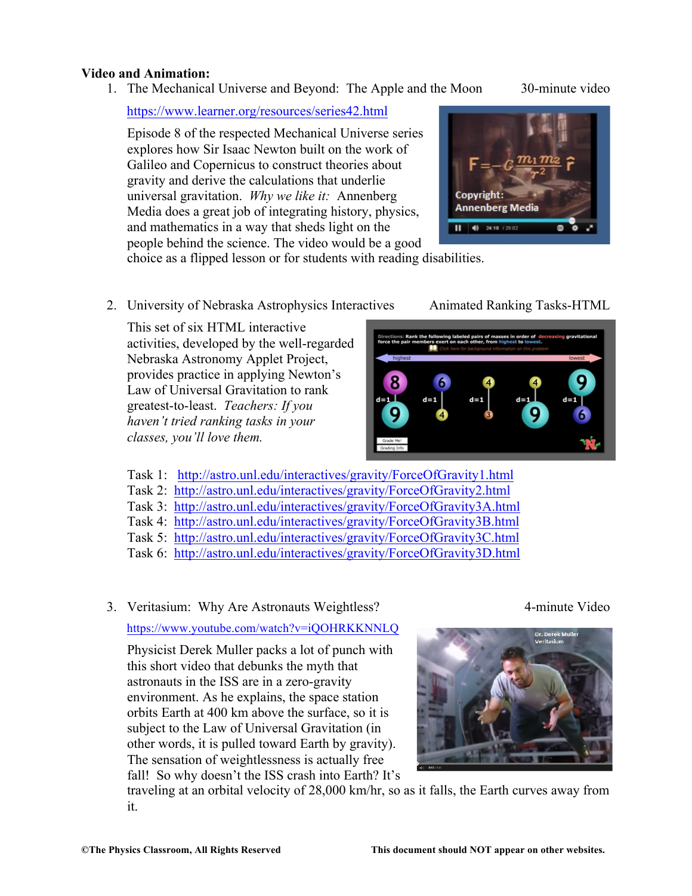**Video and Animation:**

1. The Mechanical Universe and Beyond: The Apple and the Moon — 30-minute video

   https://www.learner.org/resources/series42.html

   Episode 8 of the respected Mechanical Universe series explores how Sir Isaac Newton built on the work of Galileo and Copernicus to construct theories about gravity and derive the calculations that underlie universal gravitation. *Why we like it:* Annenberg Media does a great job of integrating history, physics, and mathematics in a way that sheds light on the people behind the science. The video would be a good choice as a flipped lesson or for students with reading disabilities.

2. University of Nebraska Astrophysics Interactives — Animated Ranking Tasks-HTML

   This set of six HTML interactive activities, developed by the well-regarded Nebraska Astronomy Applet Project, provides practice in applying Newton's Law of Universal Gravitation to rank greatest-to-least. *Teachers: If you haven't tried ranking tasks in your classes, you'll love them.*

   Task 1: http://astro.unl.edu/interactives/gravity/ForceOfGravity1.html
   Task 2: http://astro.unl.edu/interactives/gravity/ForceOfGravity2.html
   Task 3: http://astro.unl.edu/interactives/gravity/ForceOfGravity3A.html
   Task 4: http://astro.unl.edu/interactives/gravity/ForceOfGravity3B.html
   Task 5: http://astro.unl.edu/interactives/gravity/ForceOfGravity3C.html
   Task 6: http://astro.unl.edu/interactives/gravity/ForceOfGravity3D.html

3. Veritasium: Why Are Astronauts Weightless? — 4-minute Video

   https://www.youtube.com/watch?v=iQOHRKKNNLQ

   Physicist Derek Muller packs a lot of punch with this short video that debunks the myth that astronauts in the ISS are in a zero-gravity environment. As he explains, the space station orbits Earth at 400 km above the surface, so it is subject to the Law of Universal Gravitation (in other words, it is pulled toward Earth by gravity). The sensation of weightlessness is actually free fall! So why doesn't the ISS crash into Earth? It's traveling at an orbital velocity of 28,000 km/hr, so as it falls, the Earth curves away from it.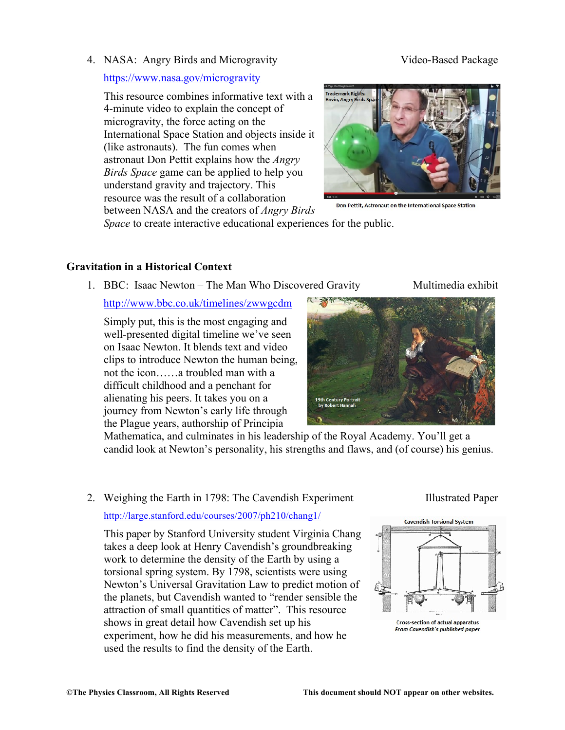4. NASA: Angry Birds and Microgravity — Video-Based Package

   https://www.nasa.gov/microgravity

   This resource combines informative text with a 4-minute video to explain the concept of microgravity, the force acting on the International Space Station and objects inside it (like astronauts). The fun comes when astronaut Don Pettit explains how the *Angry Birds Space* game can be applied to help you understand gravity and trajectory. This resource was the result of a collaboration between NASA and the creators of *Angry Birds Space* to create interactive educational experiences for the public.

   Don Pettit, Astronaut on the International Space Station

### Gravitation in a Historical Context

1. BBC: Isaac Newton – The Man Who Discovered Gravity — Multimedia exhibit

   http://www.bbc.co.uk/timelines/zwwgcdm

   Simply put, this is the most engaging and well-presented digital timeline we've seen on Isaac Newton. It blends text and video clips to introduce Newton the human being, not the icon……a troubled man with a difficult childhood and a penchant for alienating his peers. It takes you on a journey from Newton's early life through the Plague years, authorship of Principia Mathematica, and culminates in his leadership of the Royal Academy. You'll get a candid look at Newton's personality, his strengths and flaws, and (of course) his genius.

   19th Century Portrait by Robert Hannah

2. Weighing the Earth in 1798: The Cavendish Experiment — Illustrated Paper

   http://large.stanford.edu/courses/2007/ph210/chang1/

   This paper by Stanford University student Virginia Chang takes a deep look at Henry Cavendish's groundbreaking work to determine the density of the Earth by using a torsional spring system. By 1798, scientists were using Newton's Universal Gravitation Law to predict motion of the planets, but Cavendish wanted to "render sensible the attraction of small quantities of matter". This resource shows in great detail how Cavendish set up his experiment, how he did his measurements, and how he used the results to find the density of the Earth.

   Cavendish Torsional System

   Cross-section of actual apparatus
   *From Cavendish's published paper*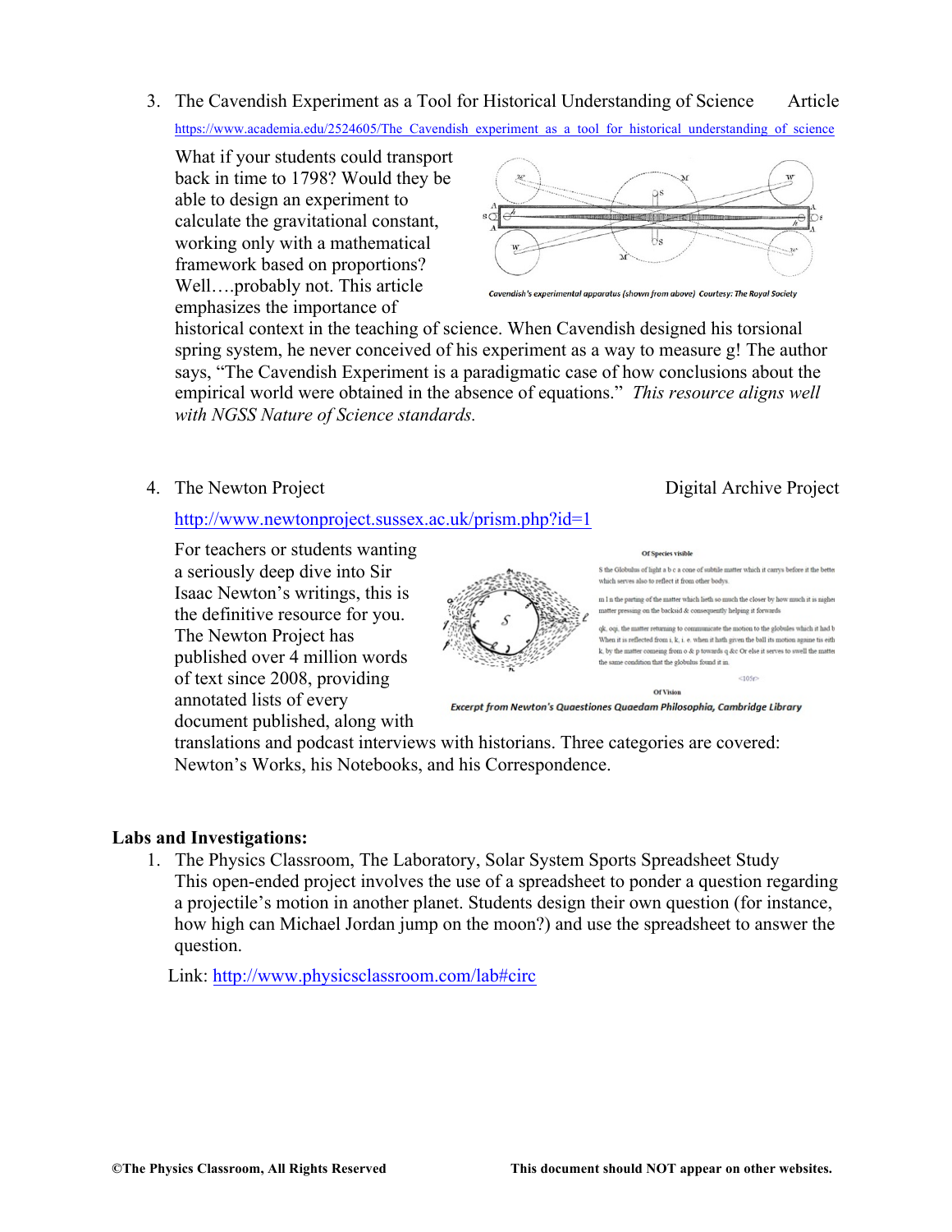3. The Cavendish Experiment as a Tool for Historical Understanding of Science — Article

   https://www.academia.edu/2524605/The_Cavendish_experiment_as_a_tool_for_historical_understanding_of_science

   What if your students could transport back in time to 1798? Would they be able to design an experiment to calculate the gravitational constant, working only with a mathematical framework based on proportions? Well….probably not. This article emphasizes the importance of historical context in the teaching of science. When Cavendish designed his torsional spring system, he never conceived of his experiment as a way to measure g! The author says, "The Cavendish Experiment is a paradigmatic case of how conclusions about the empirical world were obtained in the absence of equations." *This resource aligns well with NGSS Nature of Science standards.*

   *Cavendish's experimental apparatus (shown from above) Courtesy: The Royal Society*

4. The Newton Project — Digital Archive Project

   http://www.newtonproject.sussex.ac.uk/prism.php?id=1

   For teachers or students wanting a seriously deep dive into Sir Isaac Newton's writings, this is the definitive resource for you. The Newton Project has published over 4 million words of text since 2008, providing annotated lists of every document published, along with translations and podcast interviews with historians. Three categories are covered: Newton's Works, his Notebooks, and his Correspondence.

   *Excerpt from Newton's Quaestiones Quaedam Philosophia, Cambridge Library*

**Labs and Investigations:**

1. The Physics Classroom, The Laboratory, Solar System Sports Spreadsheet Study
   This open-ended project involves the use of a spreadsheet to ponder a question regarding a projectile's motion in another planet. Students design their own question (for instance, how high can Michael Jordan jump on the moon?) and use the spreadsheet to answer the question.

   Link: http://www.physicsclassroom.com/lab#circ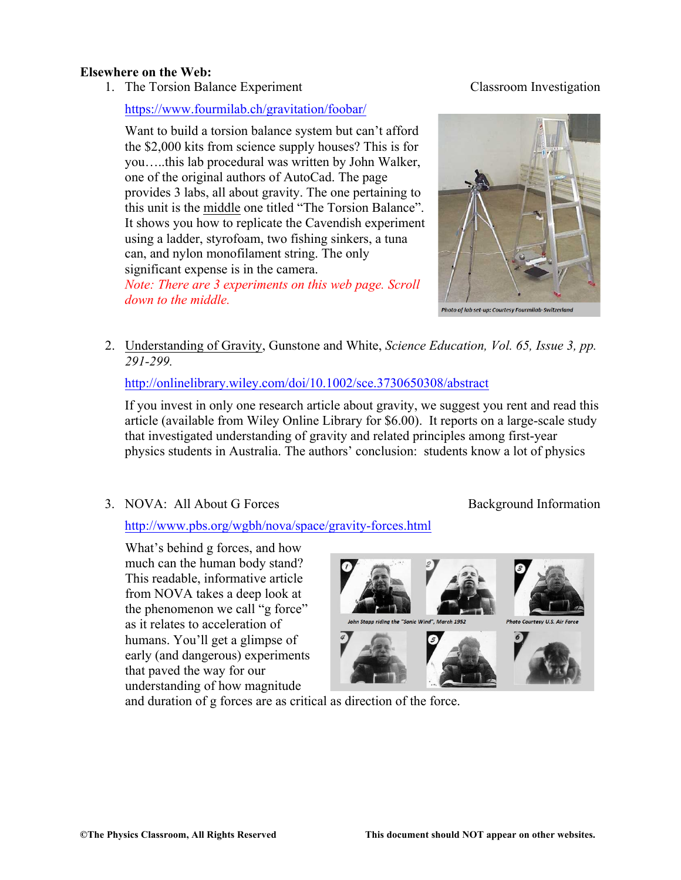**Elsewhere on the Web:**

1. The Torsion Balance Experiment — Classroom Investigation

   https://www.fourmilab.ch/gravitation/foobar/

   Want to build a torsion balance system but can't afford the $2,000 kits from science supply houses? This is for you…..this lab procedural was written by John Walker, one of the original authors of AutoCad. The page provides 3 labs, all about gravity. The one pertaining to this unit is the middle one titled "The Torsion Balance". It shows you how to replicate the Cavendish experiment using a ladder, styrofoam, two fishing sinkers, a tuna can, and nylon monofilament string. The only significant expense is in the camera.
   *Note: There are 3 experiments on this web page. Scroll down to the middle.*

   Photo of lab set-up: Courtesy Fourmilab-Switzerland

2. Understanding of Gravity, Gunstone and White, *Science Education, Vol. 65, Issue 3, pp. 291-299.*

   http://onlinelibrary.wiley.com/doi/10.1002/sce.3730650308/abstract

   If you invest in only one research article about gravity, we suggest you rent and read this article (available from Wiley Online Library for $6.00). It reports on a large-scale study that investigated understanding of gravity and related principles among first-year physics students in Australia. The authors' conclusion: students know a lot of physics

3. NOVA: All About G Forces — Background Information

   http://www.pbs.org/wgbh/nova/space/gravity-forces.html

   What's behind g forces, and how much can the human body stand? This readable, informative article from NOVA takes a deep look at the phenomenon we call "g force" as it relates to acceleration of humans. You'll get a glimpse of early (and dangerous) experiments that paved the way for our understanding of how magnitude and duration of g forces are as critical as direction of the force.

   John Stapp riding the "Sonic Wind", March 1952 — Photo Courtesy U.S. Air Force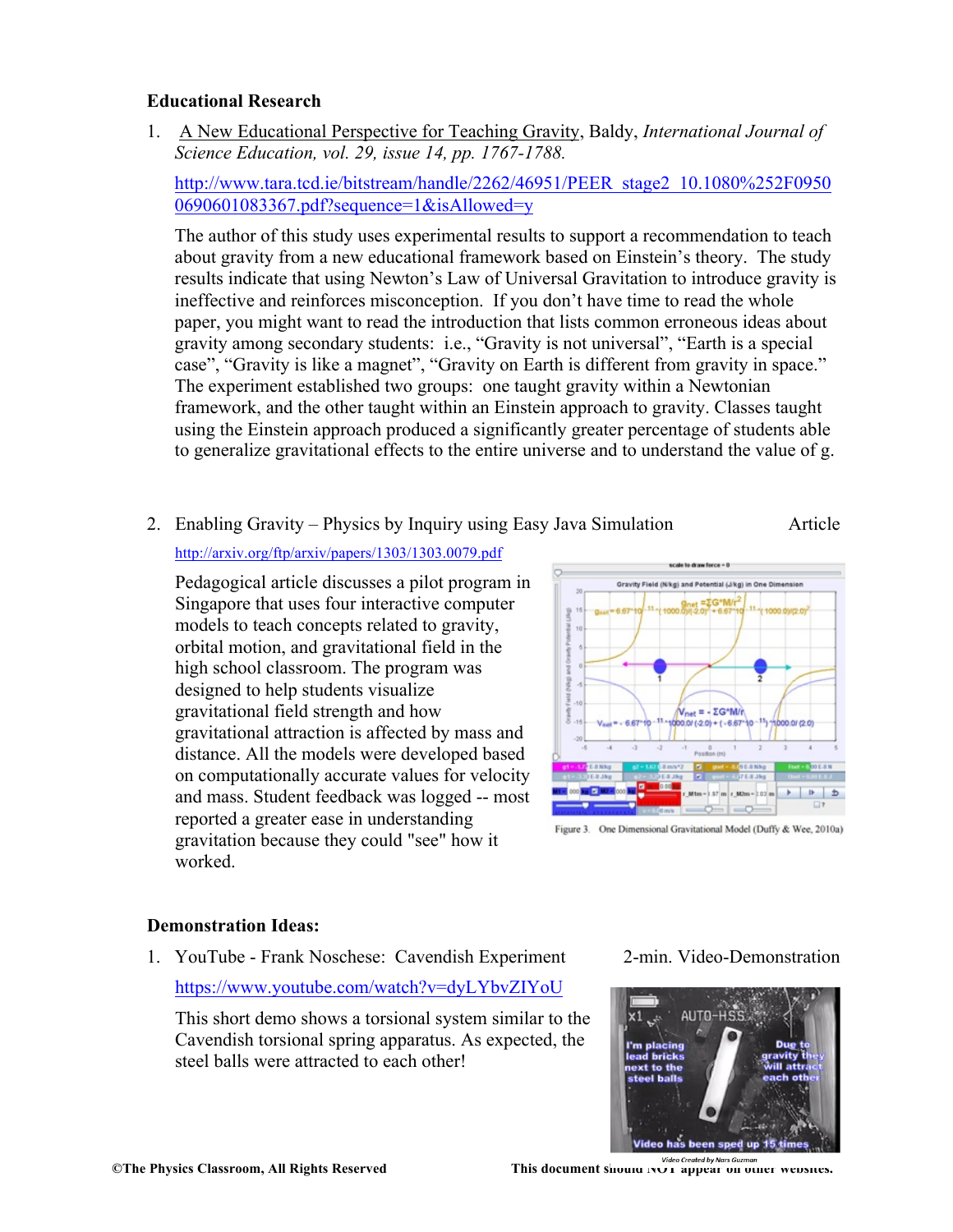### Educational Research

1. A New Educational Perspective for Teaching Gravity, Baldy, *International Journal of Science Education, vol. 29, issue 14, pp. 1767-1788.*

   http://www.tara.tcd.ie/bitstream/handle/2262/46951/PEER_stage2_10.1080%252F09500690601083367.pdf?sequence=1&isAllowed=y

   The author of this study uses experimental results to support a recommendation to teach about gravity from a new educational framework based on Einstein's theory. The study results indicate that using Newton's Law of Universal Gravitation to introduce gravity is ineffective and reinforces misconception. If you don't have time to read the whole paper, you might want to read the introduction that lists common erroneous ideas about gravity among secondary students: i.e., "Gravity is not universal", "Earth is a special case", "Gravity is like a magnet", "Gravity on Earth is different from gravity in space." The experiment established two groups: one taught gravity within a Newtonian framework, and the other taught within an Einstein approach to gravity. Classes taught using the Einstein approach produced a significantly greater percentage of students able to generalize gravitational effects to the entire universe and to understand the value of g.

2. Enabling Gravity – Physics by Inquiry using Easy Java Simulation — Article

   http://arxiv.org/ftp/arxiv/papers/1303/1303.0079.pdf

   Pedagogical article discusses a pilot program in Singapore that uses four interactive computer models to teach concepts related to gravity, orbital motion, and gravitational field in the high school classroom. The program was designed to help students visualize gravitational field strength and how gravitational attraction is affected by mass and distance. All the models were developed based on computationally accurate values for velocity and mass. Student feedback was logged -- most reported a greater ease in understanding gravitation because they could "see" how it worked.

   Figure 3. One Dimensional Gravitational Model (Duffy & Wee, 2010a)

### Demonstration Ideas:

1. YouTube - Frank Noschese: Cavendish Experiment — 2-min. Video-Demonstration

   https://www.youtube.com/watch?v=dyLYbvZIYoU

   This short demo shows a torsional system similar to the Cavendish torsional spring apparatus. As expected, the steel balls were attracted to each other!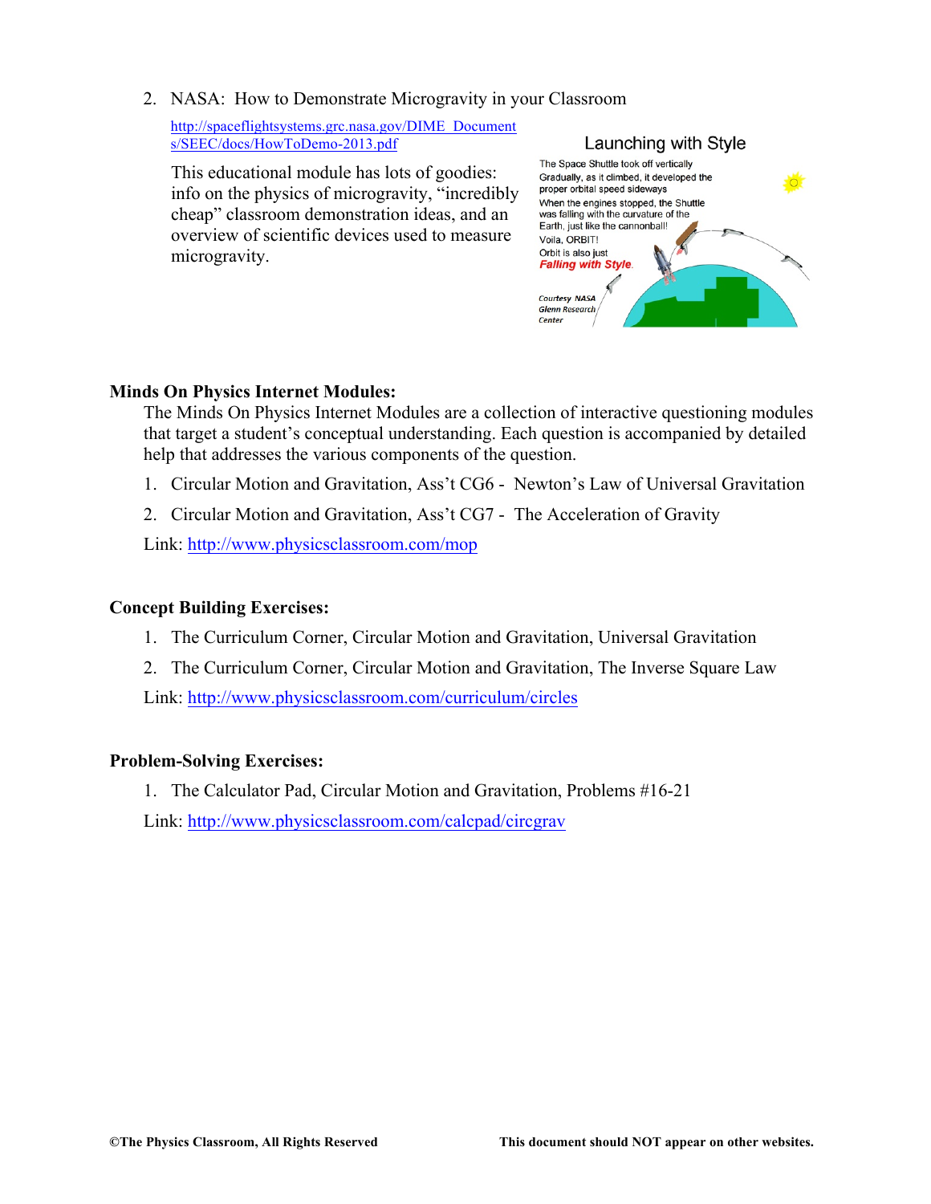2. NASA: How to Demonstrate Microgravity in your Classroom

   http://spaceflightsystems.grc.nasa.gov/DIME_Documents/SEEC/docs/HowToDemo-2013.pdf

   This educational module has lots of goodies: info on the physics of microgravity, "incredibly cheap" classroom demonstration ideas, and an overview of scientific devices used to measure microgravity.

**Launching with Style**

The Space Shuttle took off vertically
Gradually, as it climbed, it developed the proper orbital speed sideways
When the engines stopped, the Shuttle was falling with the curvature of the Earth, just like the cannonball!
Voila, ORBIT!
Orbit is also just
***Falling with Style.***

*Courtesy NASA Glenn Research Center*

### Minds On Physics Internet Modules:

The Minds On Physics Internet Modules are a collection of interactive questioning modules that target a student's conceptual understanding. Each question is accompanied by detailed help that addresses the various components of the question.

1. Circular Motion and Gravitation, Ass't CG6 - Newton's Law of Universal Gravitation
2. Circular Motion and Gravitation, Ass't CG7 - The Acceleration of Gravity

Link: http://www.physicsclassroom.com/mop

### Concept Building Exercises:

1. The Curriculum Corner, Circular Motion and Gravitation, Universal Gravitation
2. The Curriculum Corner, Circular Motion and Gravitation, The Inverse Square Law

Link: http://www.physicsclassroom.com/curriculum/circles

### Problem-Solving Exercises:

1. The Calculator Pad, Circular Motion and Gravitation, Problems #16-21

Link: http://www.physicsclassroom.com/calcpad/circgrav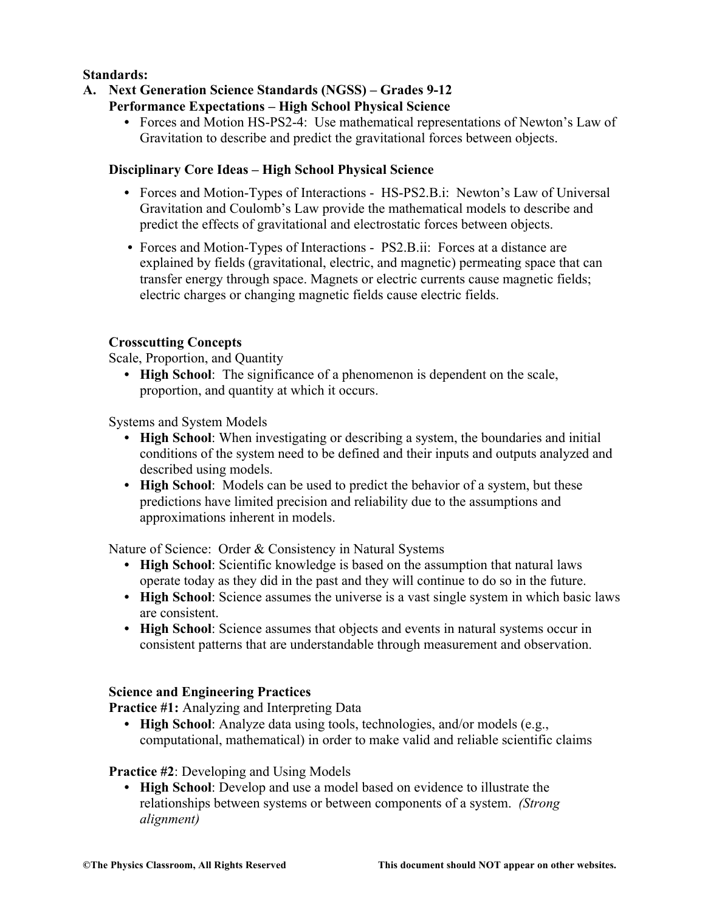**Standards:**

**A. Next Generation Science Standards (NGSS) – Grades 9-12**
**Performance Expectations – High School Physical Science**

- Forces and Motion HS-PS2-4: Use mathematical representations of Newton's Law of Gravitation to describe and predict the gravitational forces between objects.

**Disciplinary Core Ideas – High School Physical Science**

- Forces and Motion-Types of Interactions - HS-PS2.B.i: Newton's Law of Universal Gravitation and Coulomb's Law provide the mathematical models to describe and predict the effects of gravitational and electrostatic forces between objects.
- Forces and Motion-Types of Interactions - PS2.B.ii: Forces at a distance are explained by fields (gravitational, electric, and magnetic) permeating space that can transfer energy through space. Magnets or electric currents cause magnetic fields; electric charges or changing magnetic fields cause electric fields.

**Crosscutting Concepts**

Scale, Proportion, and Quantity

- **High School**: The significance of a phenomenon is dependent on the scale, proportion, and quantity at which it occurs.

Systems and System Models

- **High School**: When investigating or describing a system, the boundaries and initial conditions of the system need to be defined and their inputs and outputs analyzed and described using models.
- **High School**: Models can be used to predict the behavior of a system, but these predictions have limited precision and reliability due to the assumptions and approximations inherent in models.

Nature of Science: Order & Consistency in Natural Systems

- **High School**: Scientific knowledge is based on the assumption that natural laws operate today as they did in the past and they will continue to do so in the future.
- **High School**: Science assumes the universe is a vast single system in which basic laws are consistent.
- **High School**: Science assumes that objects and events in natural systems occur in consistent patterns that are understandable through measurement and observation.

**Science and Engineering Practices**

**Practice #1:** Analyzing and Interpreting Data

- **High School**: Analyze data using tools, technologies, and/or models (e.g., computational, mathematical) in order to make valid and reliable scientific claims

**Practice #2**: Developing and Using Models

- **High School**: Develop and use a model based on evidence to illustrate the relationships between systems or between components of a system. *(Strong alignment)*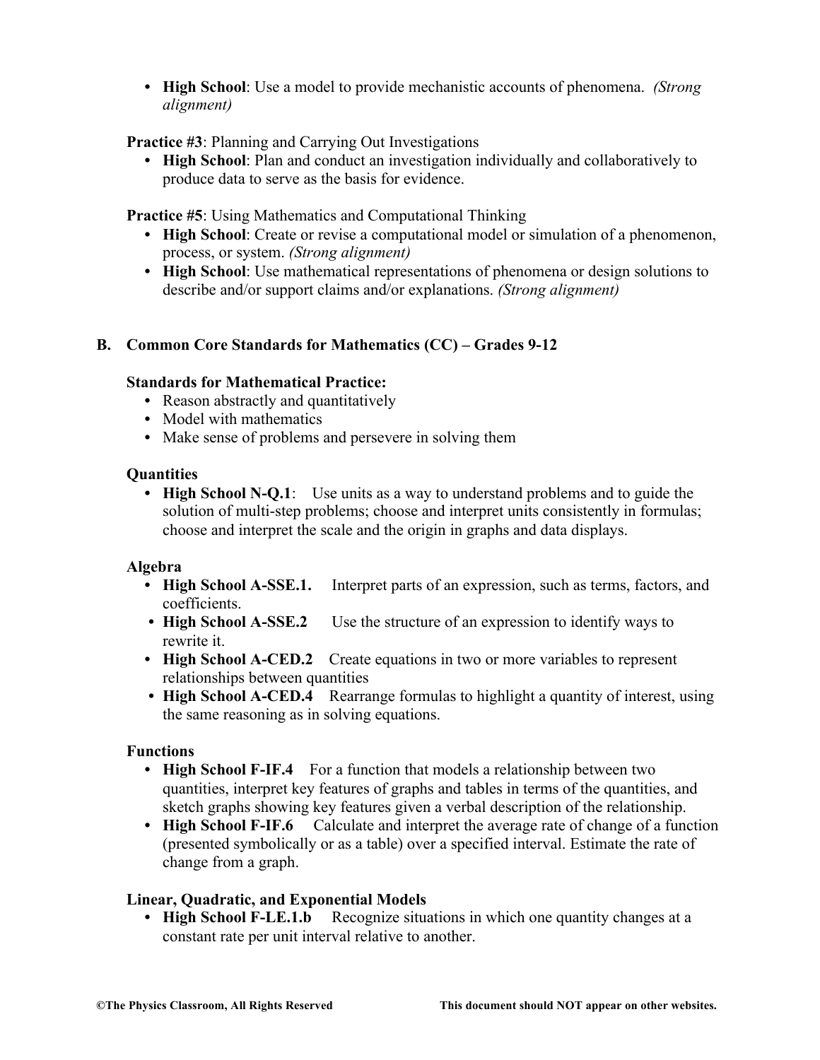- **High School**: Use a model to provide mechanistic accounts of phenomena. *(Strong alignment)*

**Practice #3**: Planning and Carrying Out Investigations

- **High School**: Plan and conduct an investigation individually and collaboratively to produce data to serve as the basis for evidence.

**Practice #5**: Using Mathematics and Computational Thinking

- **High School**: Create or revise a computational model or simulation of a phenomenon, process, or system. *(Strong alignment)*
- **High School**: Use mathematical representations of phenomena or design solutions to describe and/or support claims and/or explanations. *(Strong alignment)*

### B. Common Core Standards for Mathematics (CC) – Grades 9-12

**Standards for Mathematical Practice:**

- Reason abstractly and quantitatively
- Model with mathematics
- Make sense of problems and persevere in solving them

**Quantities**

- **High School N-Q.1**: Use units as a way to understand problems and to guide the solution of multi-step problems; choose and interpret units consistently in formulas; choose and interpret the scale and the origin in graphs and data displays.

**Algebra**

- **High School A-SSE.1.** Interpret parts of an expression, such as terms, factors, and coefficients.
- **High School A-SSE.2** Use the structure of an expression to identify ways to rewrite it.
- **High School A-CED.2** Create equations in two or more variables to represent relationships between quantities
- **High School A-CED.4** Rearrange formulas to highlight a quantity of interest, using the same reasoning as in solving equations.

**Functions**

- **High School F-IF.4** For a function that models a relationship between two quantities, interpret key features of graphs and tables in terms of the quantities, and sketch graphs showing key features given a verbal description of the relationship.
- **High School F-IF.6** Calculate and interpret the average rate of change of a function (presented symbolically or as a table) over a specified interval. Estimate the rate of change from a graph.

**Linear, Quadratic, and Exponential Models**

- **High School F-LE.1.b** Recognize situations in which one quantity changes at a constant rate per unit interval relative to another.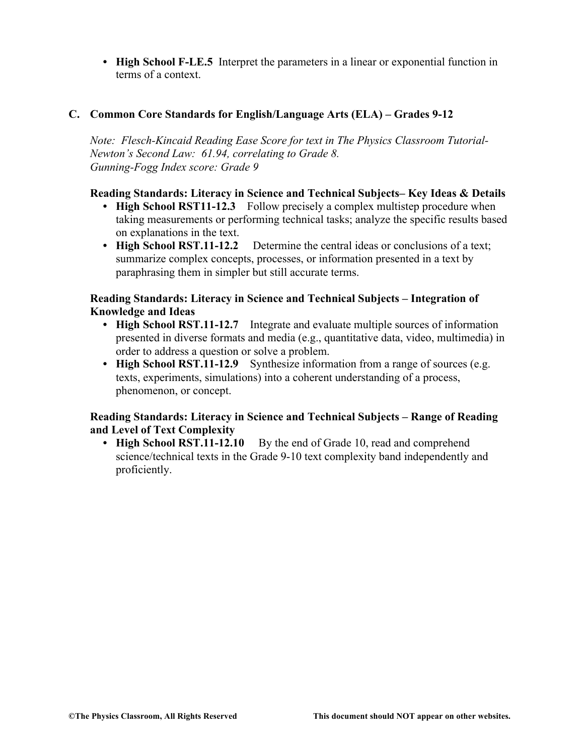- **High School F-LE.5** Interpret the parameters in a linear or exponential function in terms of a context.

## C. Common Core Standards for English/Language Arts (ELA) – Grades 9-12

*Note: Flesch-Kincaid Reading Ease Score for text in The Physics Classroom Tutorial-Newton's Second Law: 61.94, correlating to Grade 8.*
*Gunning-Fogg Index score: Grade 9*

**Reading Standards: Literacy in Science and Technical Subjects– Key Ideas & Details**

- **High School RST11-12.3** Follow precisely a complex multistep procedure when taking measurements or performing technical tasks; analyze the specific results based on explanations in the text.
- **High School RST.11-12.2** Determine the central ideas or conclusions of a text; summarize complex concepts, processes, or information presented in a text by paraphrasing them in simpler but still accurate terms.

**Reading Standards: Literacy in Science and Technical Subjects – Integration of Knowledge and Ideas**

- **High School RST.11-12.7** Integrate and evaluate multiple sources of information presented in diverse formats and media (e.g., quantitative data, video, multimedia) in order to address a question or solve a problem.
- **High School RST.11-12.9** Synthesize information from a range of sources (e.g. texts, experiments, simulations) into a coherent understanding of a process, phenomenon, or concept.

**Reading Standards: Literacy in Science and Technical Subjects – Range of Reading and Level of Text Complexity**

- **High School RST.11-12.10** By the end of Grade 10, read and comprehend science/technical texts in the Grade 9-10 text complexity band independently and proficiently.